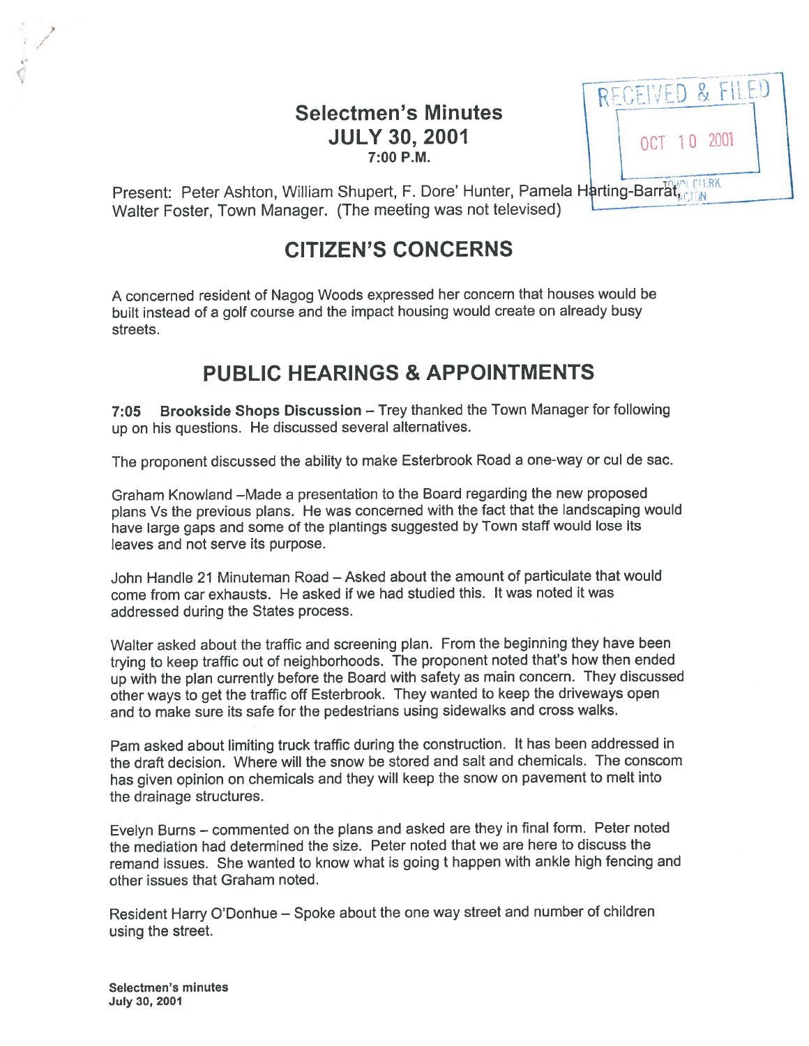# Selectmen's Minutes
## JULY 30, 2001
### 7:00 P.M.

RECEIVED & FILED
OCT 10 2001
TOWN CLERK ACTON

Present: Peter Ashton, William Shupert, F. Dore' Hunter, Pamela Harting-Barrat, Walter Foster, Town Manager. (The meeting was not televised)

## CITIZEN'S CONCERNS

A concerned resident of Nagog Woods expressed her concern that houses would be built instead of a golf course and the impact housing would create on already busy streets.

## PUBLIC HEARINGS & APPOINTMENTS

**7:05 Brookside Shops Discussion** – Trey thanked the Town Manager for following up on his questions. He discussed several alternatives.

The proponent discussed the ability to make Esterbrook Road a one-way or cul de sac.

Graham Knowland –Made a presentation to the Board regarding the new proposed plans Vs the previous plans. He was concerned with the fact that the landscaping would have large gaps and some of the plantings suggested by Town staff would lose its leaves and not serve its purpose.

John Handle 21 Minuteman Road – Asked about the amount of particulate that would come from car exhausts. He asked if we had studied this. It was noted it was addressed during the States process.

Walter asked about the traffic and screening plan. From the beginning they have been trying to keep traffic out of neighborhoods. The proponent noted that's how then ended up with the plan currently before the Board with safety as main concern. They discussed other ways to get the traffic off Esterbrook. They wanted to keep the driveways open and to make sure its safe for the pedestrians using sidewalks and cross walks.

Pam asked about limiting truck traffic during the construction. It has been addressed in the draft decision. Where will the snow be stored and salt and chemicals. The conscom has given opinion on chemicals and they will keep the snow on pavement to melt into the drainage structures.

Evelyn Burns – commented on the plans and asked are they in final form. Peter noted the mediation had determined the size. Peter noted that we are here to discuss the remand issues. She wanted to know what is going t happen with ankle high fencing and other issues that Graham noted.

Resident Harry O'Donhue – Spoke about the one way street and number of children using the street.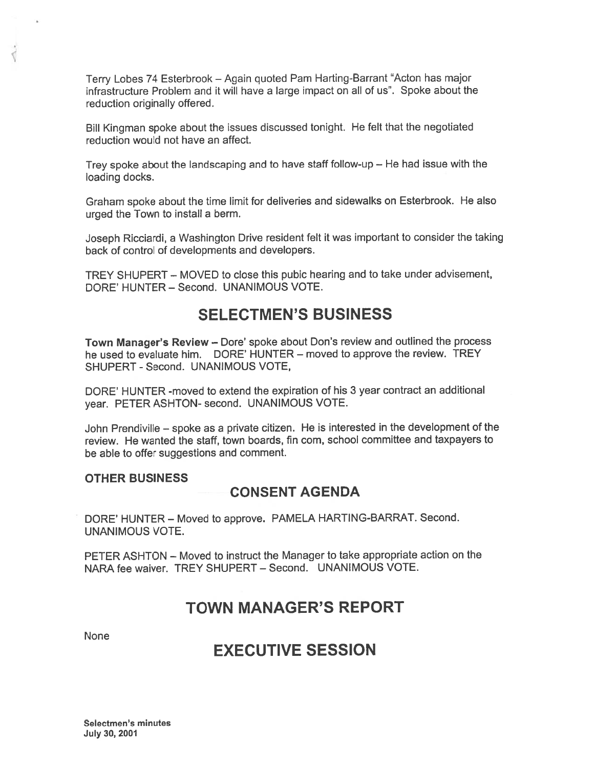Terry Lobes 74 Esterbrook – Again quoted Pam Harting-Barrant "Acton has major infrastructure Problem and it will have a large impact on all of us". Spoke about the reduction originally offered.

Bill Kingman spoke about the issues discussed tonight. He felt that the negotiated reduction would not have an affect.

Trey spoke about the landscaping and to have staff follow-up – He had issue with the loading docks.

Graham spoke about the time limit for deliveries and sidewalks on Esterbrook. He also urged the Town to install a berm.

Joseph Ricciardi, a Washington Drive resident felt it was important to consider the taking back of control of developments and developers.

TREY SHUPERT – MOVED to close this pubic hearing and to take under advisement, DORE' HUNTER – Second. UNANIMOUS VOTE.

## SELECTMEN'S BUSINESS

**Town Manager's Review** – Dore' spoke about Don's review and outlined the process he used to evaluate him. DORE' HUNTER – moved to approve the review. TREY SHUPERT - Second. UNANIMOUS VOTE,

DORE' HUNTER -moved to extend the expiration of his 3 year contract an additional year. PETER ASHTON- second. UNANIMOUS VOTE.

John Prendiville – spoke as a private citizen. He is interested in the development of the review. He wanted the staff, town boards, fin com, school committee and taxpayers to be able to offer suggestions and comment.

### OTHER BUSINESS

## CONSENT AGENDA

DORE' HUNTER – Moved to approve. PAMELA HARTING-BARRAT. Second. UNANIMOUS VOTE.

PETER ASHTON – Moved to instruct the Manager to take appropriate action on the NARA fee waiver. TREY SHUPERT – Second. UNANIMOUS VOTE.

## TOWN MANAGER'S REPORT

None

## EXECUTIVE SESSION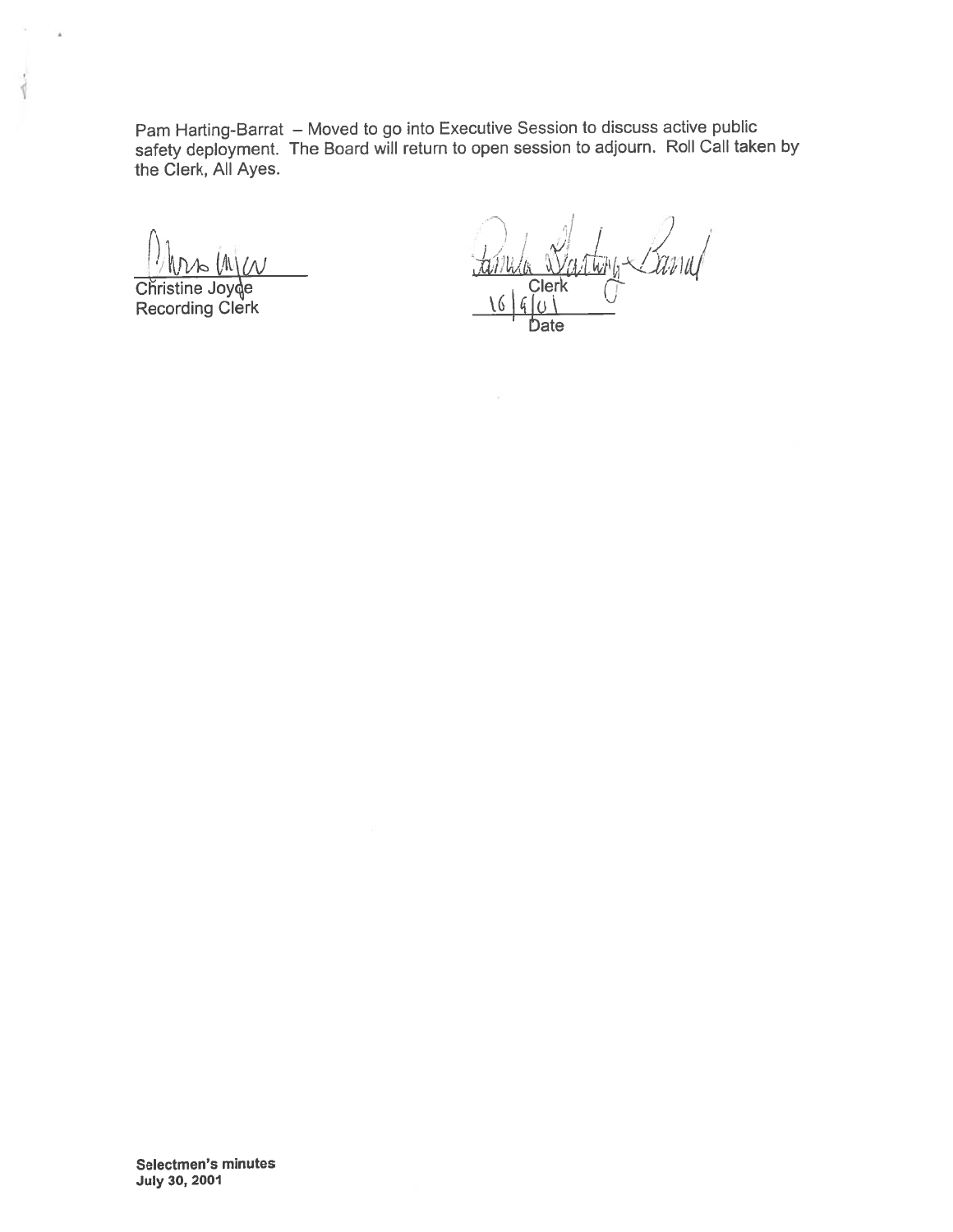Pam Harting-Barrat – Moved to go into Executive Session to discuss active public safety deployment. The Board will return to open session to adjourn. Roll Call taken by the Clerk, All Ayes.

Christine Joyce
Recording Clerk

Clerk

10/9/01
Date

**Selectmen's minutes**
**July 30, 2001**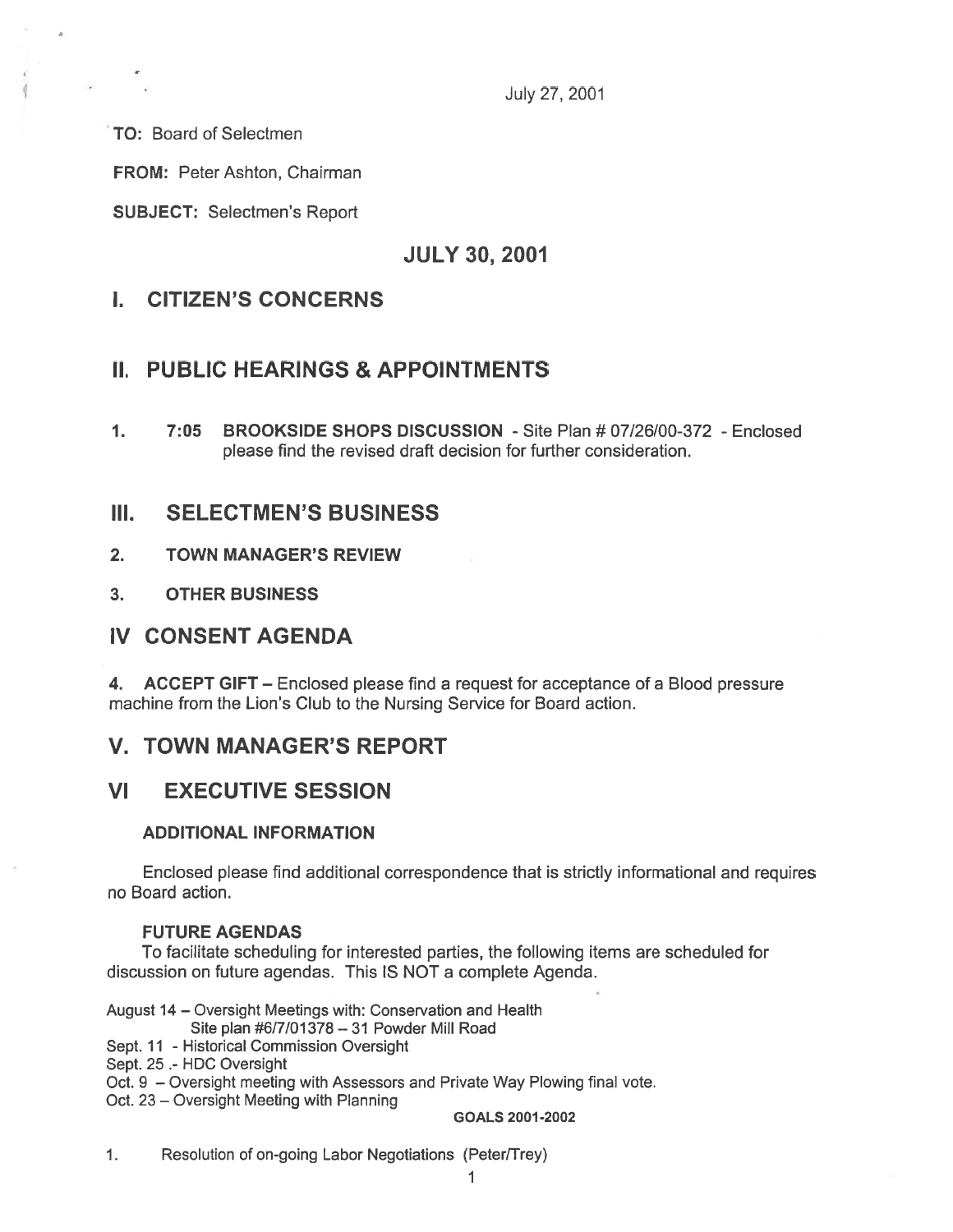July 27, 2001

**TO:** Board of Selectmen

**FROM:** Peter Ashton, Chairman

**SUBJECT:** Selectmen's Report

# JULY 30, 2001

## I. CITIZEN'S CONCERNS

## II. PUBLIC HEARINGS & APPOINTMENTS

1. **7:05 BROOKSIDE SHOPS DISCUSSION** - Site Plan # 07/26/00-372 - Enclosed please find the revised draft decision for further consideration.

## III. SELECTMEN'S BUSINESS

2. **TOWN MANAGER'S REVIEW**

3. **OTHER BUSINESS**

## IV CONSENT AGENDA

**4. ACCEPT GIFT** – Enclosed please find a request for acceptance of a Blood pressure machine from the Lion's Club to the Nursing Service for Board action.

## V. TOWN MANAGER'S REPORT

## VI EXECUTIVE SESSION

### ADDITIONAL INFORMATION

Enclosed please find additional correspondence that is strictly informational and requires no Board action.

### FUTURE AGENDAS

To facilitate scheduling for interested parties, the following items are scheduled for discussion on future agendas. This IS NOT a complete Agenda.

August 14 – Oversight Meetings with: Conservation and Health
Site plan #6/7/01378 – 31 Powder Mill Road
Sept. 11 - Historical Commission Oversight
Sept. 25 .- HDC Oversight
Oct. 9 – Oversight meeting with Assessors and Private Way Plowing final vote.
Oct. 23 – Oversight Meeting with Planning

**GOALS 2001-2002**

1. Resolution of on-going Labor Negotiations (Peter/Trey)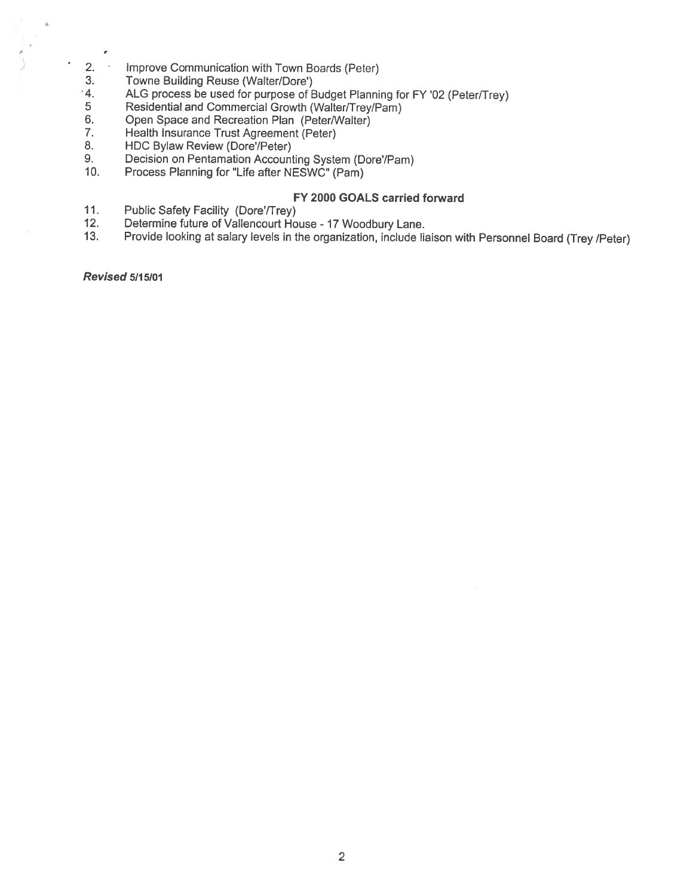2. Improve Communication with Town Boards (Peter)
3. Towne Building Reuse (Walter/Dore')
4. ALG process be used for purpose of Budget Planning for FY '02 (Peter/Trey)
5. Residential and Commercial Growth (Walter/Trey/Pam)
6. Open Space and Recreation Plan (Peter/Walter)
7. Health Insurance Trust Agreement (Peter)
8. HDC Bylaw Review (Dore'/Peter)
9. Decision on Pentamation Accounting System (Dore'/Pam)
10. Process Planning for "Life after NESWC" (Pam)

**FY 2000 GOALS carried forward**

11. Public Safety Facility (Dore'/Trey)
12. Determine future of Vallencourt House - 17 Woodbury Lane.
13. Provide looking at salary levels in the organization, include liaison with Personnel Board (Trey /Peter)

***Revised* 5/15/01**